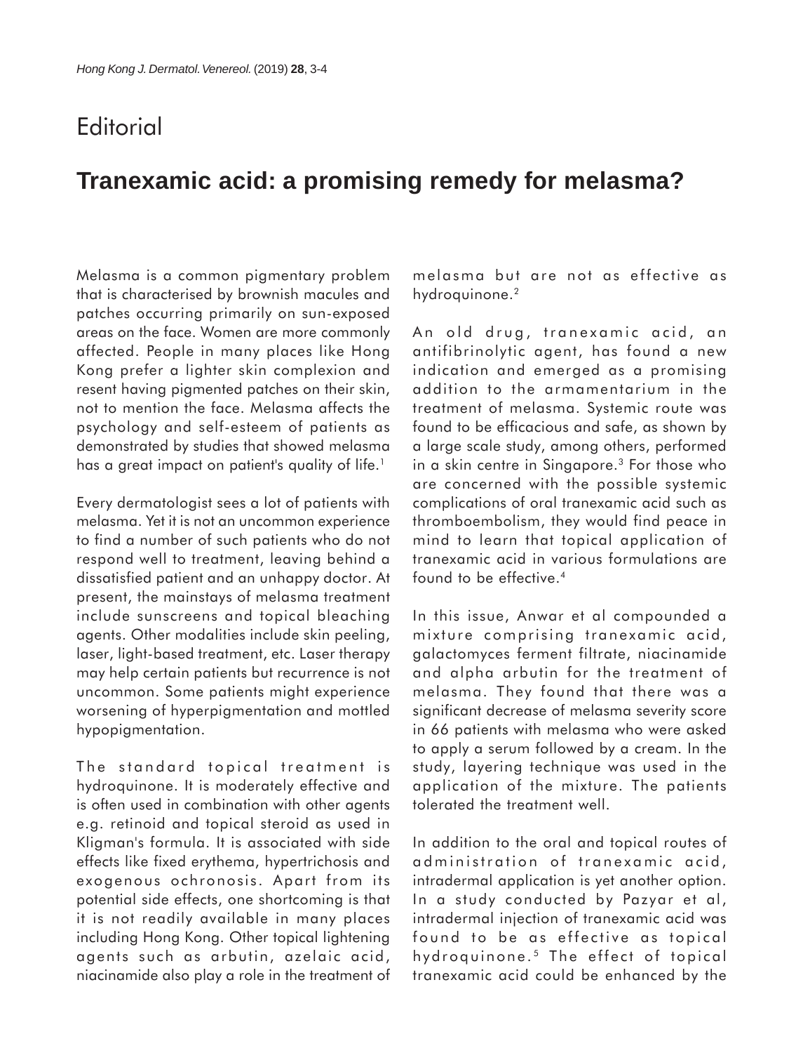# Editorial

## Tranexamic acid: a promising remedy for melasma?

Melasma is a common pigmentary problem that is characterised by brownish macules and patches occurring primarily on sun-exposed areas on the face. Women are more commonly affected. People in many places like Hong Kong prefer a lighter skin complexion and resent having pigmented patches on their skin, not to mention the face. Melasma affects the psychology and self-esteem of patients as demonstrated by studies that showed melasma has a great impact on patient's quality of life.[1]

Every dermatologist sees a lot of patients with melasma. Yet it is not an uncommon experience to find a number of such patients who do not respond well to treatment, leaving behind a dissatisfied patient and an unhappy doctor. At present, the mainstays of melasma treatment include sunscreens and topical bleaching agents. Other modalities include skin peeling, laser, light-based treatment, etc. Laser therapy may help certain patients but recurrence is not uncommon. Some patients might experience worsening of hyperpigmentation and mottled hypopigmentation.

The standard topical treatment is hydroquinone. It is moderately effective and is often used in combination with other agents e.g. retinoid and topical steroid as used in Kligman's formula. It is associated with side effects like fixed erythema, hypertrichosis and exogenous ochronosis. Apart from its potential side effects, one shortcoming is that it is not readily available in many places including Hong Kong. Other topical lightening agents such as arbutin, azelaic acid, niacinamide also play a role in the treatment of melasma but are not as effective as hydroquinone.[2]

An old drug, tranexamic acid, an antifibrinolytic agent, has found a new indication and emerged as a promising addition to the armamentarium in the treatment of melasma. Systemic route was found to be efficacious and safe, as shown by a large scale study, among others, performed in a skin centre in Singapore.[3] For those who are concerned with the possible systemic complications of oral tranexamic acid such as thromboembolism, they would find peace in mind to learn that topical application of tranexamic acid in various formulations are found to be effective.[4]

In this issue, Anwar et al compounded a mixture comprising tranexamic acid, galactomyces ferment filtrate, niacinamide and alpha arbutin for the treatment of melasma. They found that there was a significant decrease of melasma severity score in 66 patients with melasma who were asked to apply a serum followed by a cream. In the study, layering technique was used in the application of the mixture. The patients tolerated the treatment well.

In addition to the oral and topical routes of administration of tranexamic acid, intradermal application is yet another option. In a study conducted by Pazyar et al, intradermal injection of tranexamic acid was found to be as effective as topical hydroquinone.[5] The effect of topical tranexamic acid could be enhanced by the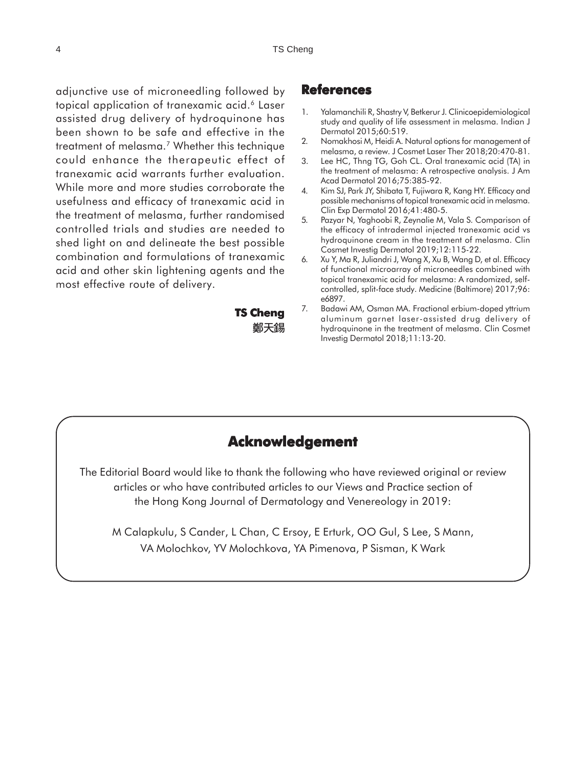adjunctive use of microneedling followed by topical application of tranexamic acid.[6] Laser assisted drug delivery of hydroquinone has been shown to be safe and effective in the treatment of melasma.[7] Whether this technique could enhance the therapeutic effect of tranexamic acid warrants further evaluation. While more and more studies corroborate the usefulness and efficacy of tranexamic acid in the treatment of melasma, further randomised controlled trials and studies are needed to shed light on and delineate the best possible combination and formulations of tranexamic acid and other skin lightening agents and the most effective route of delivery.

**TS Cheng**
**鄭天錫**

## References

1. Yalamanchili R, Shastry V, Betkerur J. Clinicoepidemiological study and quality of life assessment in melasma. Indian J Dermatol 2015;60:519.
2. Nomakhosi M, Heidi A. Natural options for management of melasma, a review. J Cosmet Laser Ther 2018;20:470-81.
3. Lee HC, Thng TG, Goh CL. Oral tranexamic acid (TA) in the treatment of melasma: A retrospective analysis. J Am Acad Dermatol 2016;75:385-92.
4. Kim SJ, Park JY, Shibata T, Fujiwara R, Kang HY. Efficacy and possible mechanisms of topical tranexamic acid in melasma. Clin Exp Dermatol 2016;41:480-5.
5. Pazyar N, Yaghoobi R, Zeynalie M, Vala S. Comparison of the efficacy of intradermal injected tranexamic acid vs hydroquinone cream in the treatment of melasma. Clin Cosmet Investig Dermatol 2019;12:115-22.
6. Xu Y, Ma R, Juliandri J, Wang X, Xu B, Wang D, et al. Efficacy of functional microarray of microneedles combined with topical tranexamic acid for melasma: A randomized, self-controlled, split-face study. Medicine (Baltimore) 2017;96:e6897.
7. Badawi AM, Osman MA. Fractional erbium-doped yttrium aluminum garnet laser-assisted drug delivery of hydroquinone in the treatment of melasma. Clin Cosmet Investig Dermatol 2018;11:13-20.

## Acknowledgement

The Editorial Board would like to thank the following who have reviewed original or review articles or who have contributed articles to our Views and Practice section of the Hong Kong Journal of Dermatology and Venereology in 2019:

M Calapkulu, S Cander, L Chan, C Ersoy, E Erturk, OO Gul, S Lee, S Mann, VA Molochkov, YV Molochkova, YA Pimenova, P Sisman, K Wark